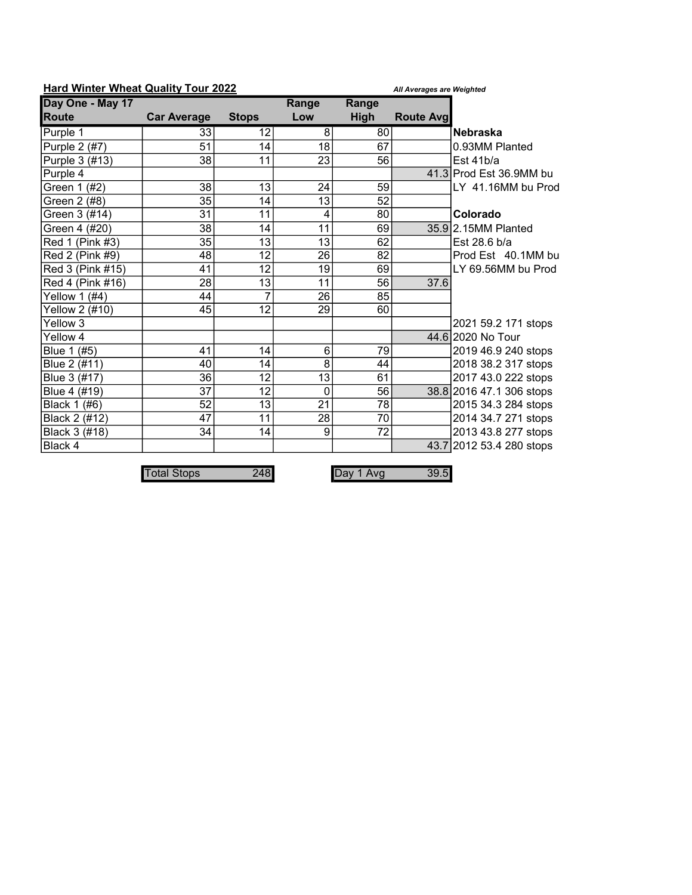**Hard Winter Wheat Quality Tour 2022**

***All Averages are Weighted***

| Day One - May 17 Route | Car Average | Stops | Range Low | Range High | Route Avg | |
|---|---|---|---|---|---|---|
| Purple 1 | 33 | 12 | 8 | 80 | | **Nebraska** |
| Purple 2 (#7) | 51 | 14 | 18 | 67 | | 0.93MM Planted |
| Purple 3 (#13) | 38 | 11 | 23 | 56 | | Est 41b/a |
| Purple 4 | | | | | 41.3 | Prod Est 36.9MM bu |
| Green 1 (#2) | 38 | 13 | 24 | 59 | | LY 41.16MM bu Prod |
| Green 2 (#8) | 35 | 14 | 13 | 52 | | |
| Green 3 (#14) | 31 | 11 | 4 | 80 | | **Colorado** |
| Green 4 (#20) | 38 | 14 | 11 | 69 | 35.9 | 2.15MM Planted |
| Red 1 (Pink #3) | 35 | 13 | 13 | 62 | | Est 28.6 b/a |
| Red 2 (Pink #9) | 48 | 12 | 26 | 82 | | Prod Est 40.1MM bu |
| Red 3 (Pink #15) | 41 | 12 | 19 | 69 | | LY 69.56MM bu Prod |
| Red 4 (Pink #16) | 28 | 13 | 11 | 56 | 37.6 | |
| Yellow 1 (#4) | 44 | 7 | 26 | 85 | | |
| Yellow 2 (#10) | 45 | 12 | 29 | 60 | | |
| Yellow 3 | | | | | | 2021 59.2 171 stops |
| Yellow 4 | | | | | 44.6 | 2020 No Tour |
| Blue 1 (#5) | 41 | 14 | 6 | 79 | | 2019 46.9 240 stops |
| Blue 2 (#11) | 40 | 14 | 8 | 44 | | 2018 38.2 317 stops |
| Blue 3 (#17) | 36 | 12 | 13 | 61 | | 2017 43.0 222 stops |
| Blue 4 (#19) | 37 | 12 | 0 | 56 | 38.8 | 2016 47.1 306 stops |
| Black 1 (#6) | 52 | 13 | 21 | 78 | | 2015 34.3 284 stops |
| Black 2 (#12) | 47 | 11 | 28 | 70 | | 2014 34.7 271 stops |
| Black 3 (#18) | 34 | 14 | 9 | 72 | | 2013 43.8 277 stops |
| Black 4 | | | | | 43.7 | 2012 53.4 280 stops |

| Total Stops | 248 |
|---|---|

| Day 1 Avg | 39.5 |
|---|---|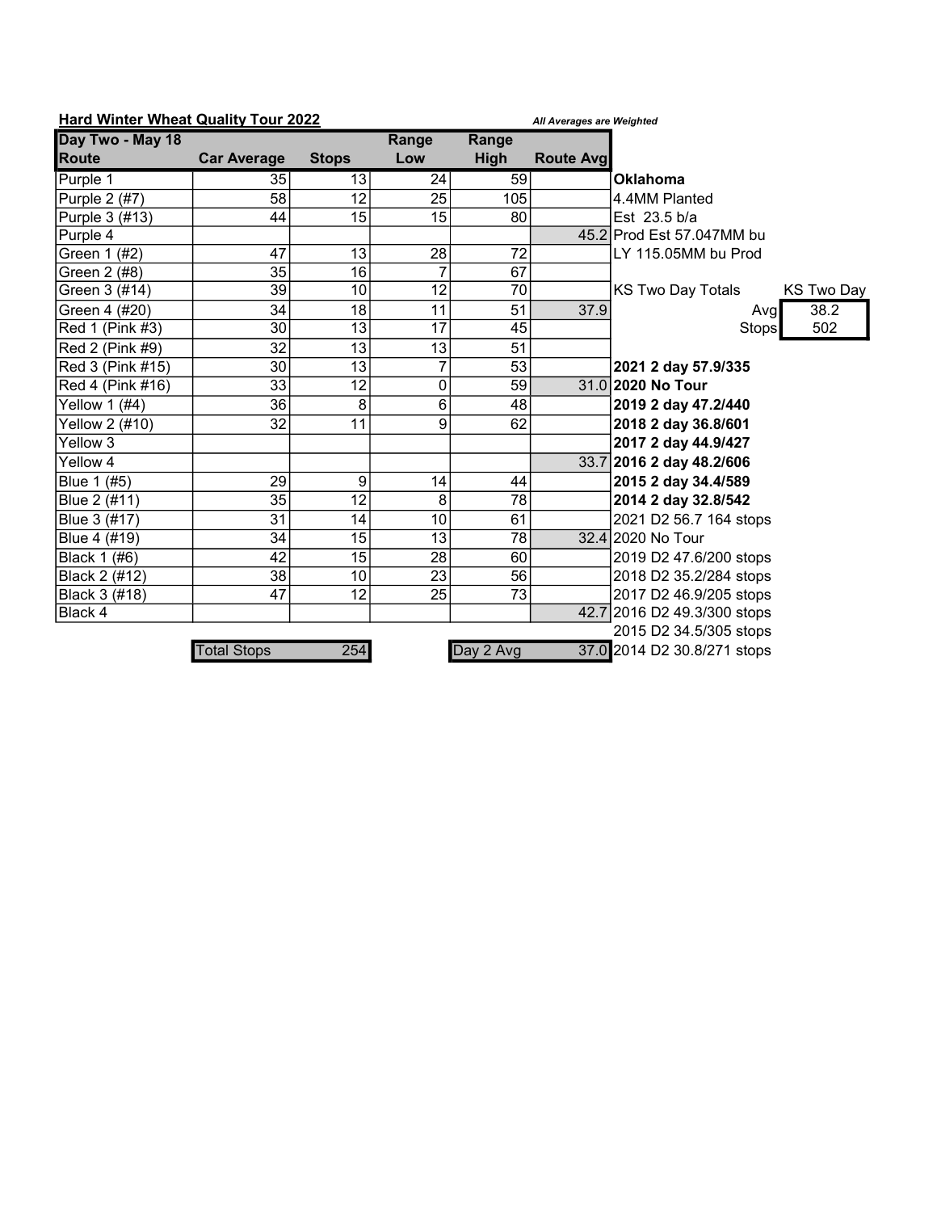**Hard Winter Wheat Quality Tour 2022**

*All Averages are Weighted*

| Day Two - May 18 | | | Range | Range | |
|---|---|---|---|---|---|
| Route | Car Average | Stops | Low | High | Route Avg |
| Purple 1 | 35 | 13 | 24 | 59 | |
| Purple 2 (#7) | 58 | 12 | 25 | 105 | |
| Purple 3 (#13) | 44 | 15 | 15 | 80 | |
| Purple 4 | | | | | 45.2 |
| Green 1 (#2) | 47 | 13 | 28 | 72 | |
| Green 2 (#8) | 35 | 16 | 7 | 67 | |
| Green 3 (#14) | 39 | 10 | 12 | 70 | |
| Green 4 (#20) | 34 | 18 | 11 | 51 | 37.9 |
| Red 1 (Pink #3) | 30 | 13 | 17 | 45 | |
| Red 2 (Pink #9) | 32 | 13 | 13 | 51 | |
| Red 3 (Pink #15) | 30 | 13 | 7 | 53 | |
| Red 4 (Pink #16) | 33 | 12 | 0 | 59 | 31.0 |
| Yellow 1 (#4) | 36 | 8 | 6 | 48 | |
| Yellow 2 (#10) | 32 | 11 | 9 | 62 | |
| Yellow 3 | | | | | |
| Yellow 4 | | | | | 33.7 |
| Blue 1 (#5) | 29 | 9 | 14 | 44 | |
| Blue 2 (#11) | 35 | 12 | 8 | 78 | |
| Blue 3 (#17) | 31 | 14 | 10 | 61 | |
| Blue 4 (#19) | 34 | 15 | 13 | 78 | 32.4 |
| Black 1 (#6) | 42 | 15 | 28 | 60 | |
| Black 2 (#12) | 38 | 10 | 23 | 56 | |
| Black 3 (#18) | 47 | 12 | 25 | 73 | |
| Black 4 | | | | | 42.7 |

| Total Stops | 254 | Day 2 Avg | 37.0 |
|---|---|---|---|

**Oklahoma**

4.4MM Planted

Est 23.5 b/a

Prod Est 57.047MM bu

LY 115.05MM bu Prod

| KS Two Day Totals | KS Two Day |
|---|---|
| Avg | 38.2 |
| Stops | 502 |

**2021 2 day 57.9/335**

**2020 No Tour**

**2019 2 day 47.2/440**

**2018 2 day 36.8/601**

**2017 2 day 44.9/427**

**2016 2 day 48.2/606**

**2015 2 day 34.4/589**

**2014 2 day 32.8/542**

2021 D2 56.7 164 stops

2020 No Tour

2019 D2 47.6/200 stops

2018 D2 35.2/284 stops

2017 D2 46.9/205 stops

2016 D2 49.3/300 stops

2015 D2 34.5/305 stops

2014 D2 30.8/271 stops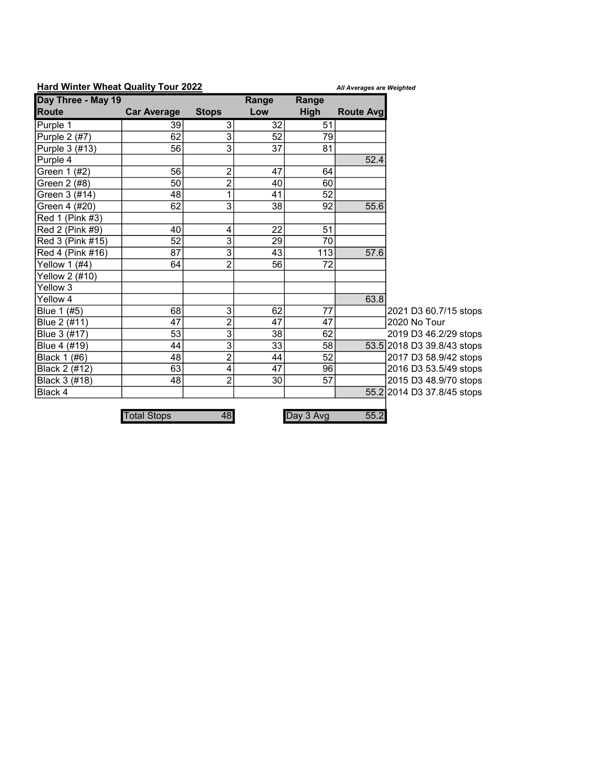**Hard Winter Wheat Quality Tour 2022**

***All Averages are Weighted***

| Day Three - May 19<br>Route | Car Average | Stops | Range Low | Range High | Route Avg | |
|---|---|---|---|---|---|---|
| Purple 1 | 39 | 3 | 32 | 51 | | |
| Purple 2 (#7) | 62 | 3 | 52 | 79 | | |
| Purple 3 (#13) | 56 | 3 | 37 | 81 | | |
| Purple 4 | | | | | 52.4 | |
| Green 1 (#2) | 56 | 2 | 47 | 64 | | |
| Green 2 (#8) | 50 | 2 | 40 | 60 | | |
| Green 3 (#14) | 48 | 1 | 41 | 52 | | |
| Green 4 (#20) | 62 | 3 | 38 | 92 | 55.6 | |
| Red 1 (Pink #3) | | | | | | |
| Red 2 (Pink #9) | 40 | 4 | 22 | 51 | | |
| Red 3 (Pink #15) | 52 | 3 | 29 | 70 | | |
| Red 4 (Pink #16) | 87 | 3 | 43 | 113 | 57.6 | |
| Yellow 1 (#4) | 64 | 2 | 56 | 72 | | |
| Yellow 2 (#10) | | | | | | |
| Yellow 3 | | | | | | |
| Yellow 4 | | | | | 63.8 | |
| Blue 1 (#5) | 68 | 3 | 62 | 77 | | 2021 D3 60.7/15 stops |
| Blue 2 (#11) | 47 | 2 | 47 | 47 | | 2020 No Tour |
| Blue 3 (#17) | 53 | 3 | 38 | 62 | | 2019 D3 46.2/29 stops |
| Blue 4 (#19) | 44 | 3 | 33 | 58 | 53.5 | 2018 D3 39.8/43 stops |
| Black 1 (#6) | 48 | 2 | 44 | 52 | | 2017 D3 58.9/42 stops |
| Black 2 (#12) | 63 | 4 | 47 | 96 | | 2016 D3 53.5/49 stops |
| Black 3 (#18) | 48 | 2 | 30 | 57 | | 2015 D3 48.9/70 stops |
| Black 4 | | | | | 55.2 | 2014 D3 37.8/45 stops |

| Total Stops | 48 | | Day 3 Avg | 55.2 |
|---|---|---|---|---|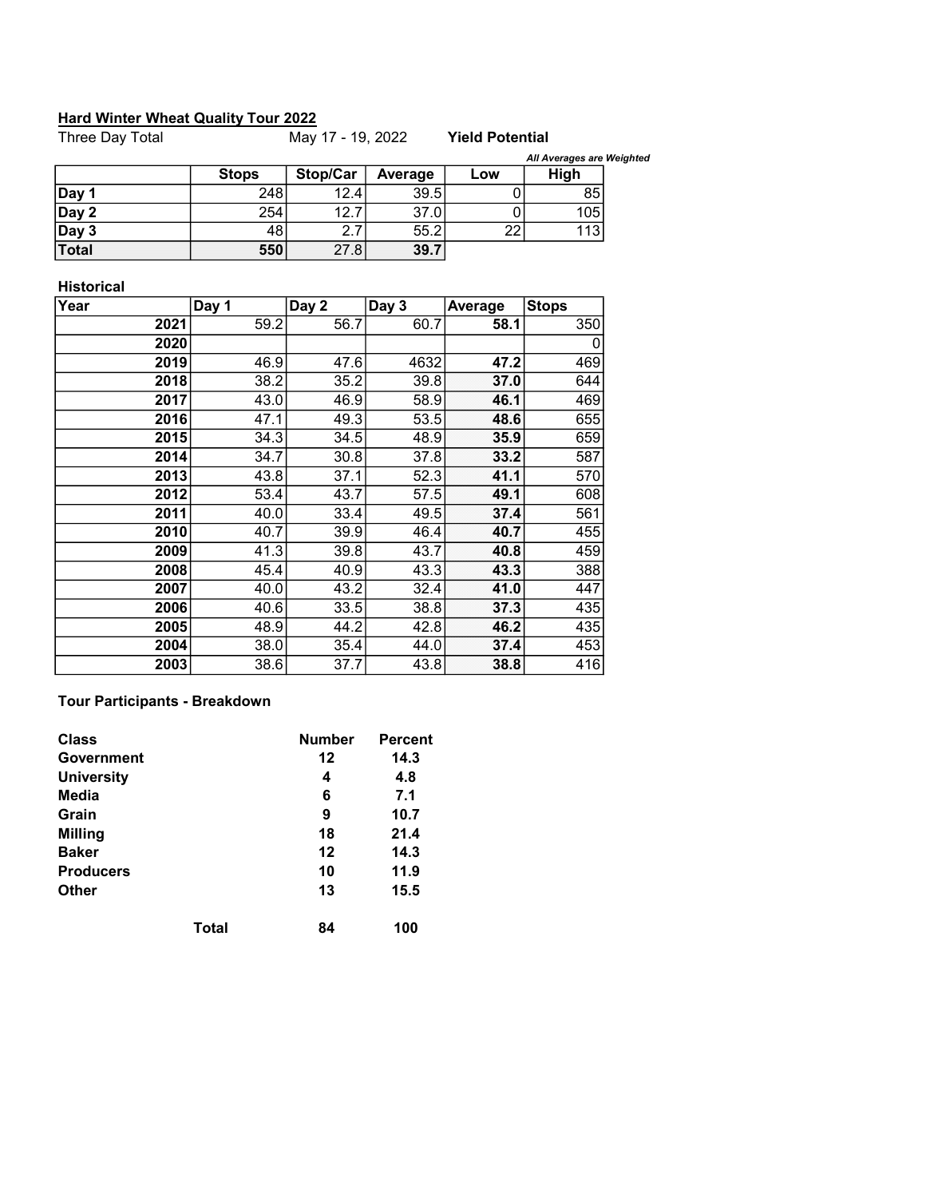## Hard Winter Wheat Quality Tour 2022

Three Day Total　　May 17 - 19, 2022　　**Yield Potential**

***All Averages are Weighted***

| | Stops | Stop/Car | Average | Low | High |
|---|---|---|---|---|---|
| **Day 1** | 248 | 12.4 | 39.5 | 0 | 85 |
| **Day 2** | 254 | 12.7 | 37.0 | 0 | 105 |
| **Day 3** | 48 | 2.7 | 55.2 | 22 | 113 |
| **Total** | **550** | 27.8 | **39.7** | | |

### Historical

| Year | Day 1 | Day 2 | Day 3 | Average | Stops |
|---|---|---|---|---|---|
| **2021** | 59.2 | 56.7 | 60.7 | **58.1** | 350 |
| **2020** | | | | | 0 |
| **2019** | 46.9 | 47.6 | 4632 | **47.2** | 469 |
| **2018** | 38.2 | 35.2 | 39.8 | **37.0** | 644 |
| **2017** | 43.0 | 46.9 | 58.9 | **46.1** | 469 |
| **2016** | 47.1 | 49.3 | 53.5 | **48.6** | 655 |
| **2015** | 34.3 | 34.5 | 48.9 | **35.9** | 659 |
| **2014** | 34.7 | 30.8 | 37.8 | **33.2** | 587 |
| **2013** | 43.8 | 37.1 | 52.3 | **41.1** | 570 |
| **2012** | 53.4 | 43.7 | 57.5 | **49.1** | 608 |
| **2011** | 40.0 | 33.4 | 49.5 | **37.4** | 561 |
| **2010** | 40.7 | 39.9 | 46.4 | **40.7** | 455 |
| **2009** | 41.3 | 39.8 | 43.7 | **40.8** | 459 |
| **2008** | 45.4 | 40.9 | 43.3 | **43.3** | 388 |
| **2007** | 40.0 | 43.2 | 32.4 | **41.0** | 447 |
| **2006** | 40.6 | 33.5 | 38.8 | **37.3** | 435 |
| **2005** | 48.9 | 44.2 | 42.8 | **46.2** | 435 |
| **2004** | 38.0 | 35.4 | 44.0 | **37.4** | 453 |
| **2003** | 38.6 | 37.7 | 43.8 | **38.8** | 416 |

### Tour Participants - Breakdown

| Class | | Number | Percent |
|---|---|---|---|
| **Government** | | **12** | **14.3** |
| **University** | | **4** | **4.8** |
| **Media** | | **6** | **7.1** |
| **Grain** | | **9** | **10.7** |
| **Milling** | | **18** | **21.4** |
| **Baker** | | **12** | **14.3** |
| **Producers** | | **10** | **11.9** |
| **Other** | | **13** | **15.5** |
| | **Total** | **84** | **100** |